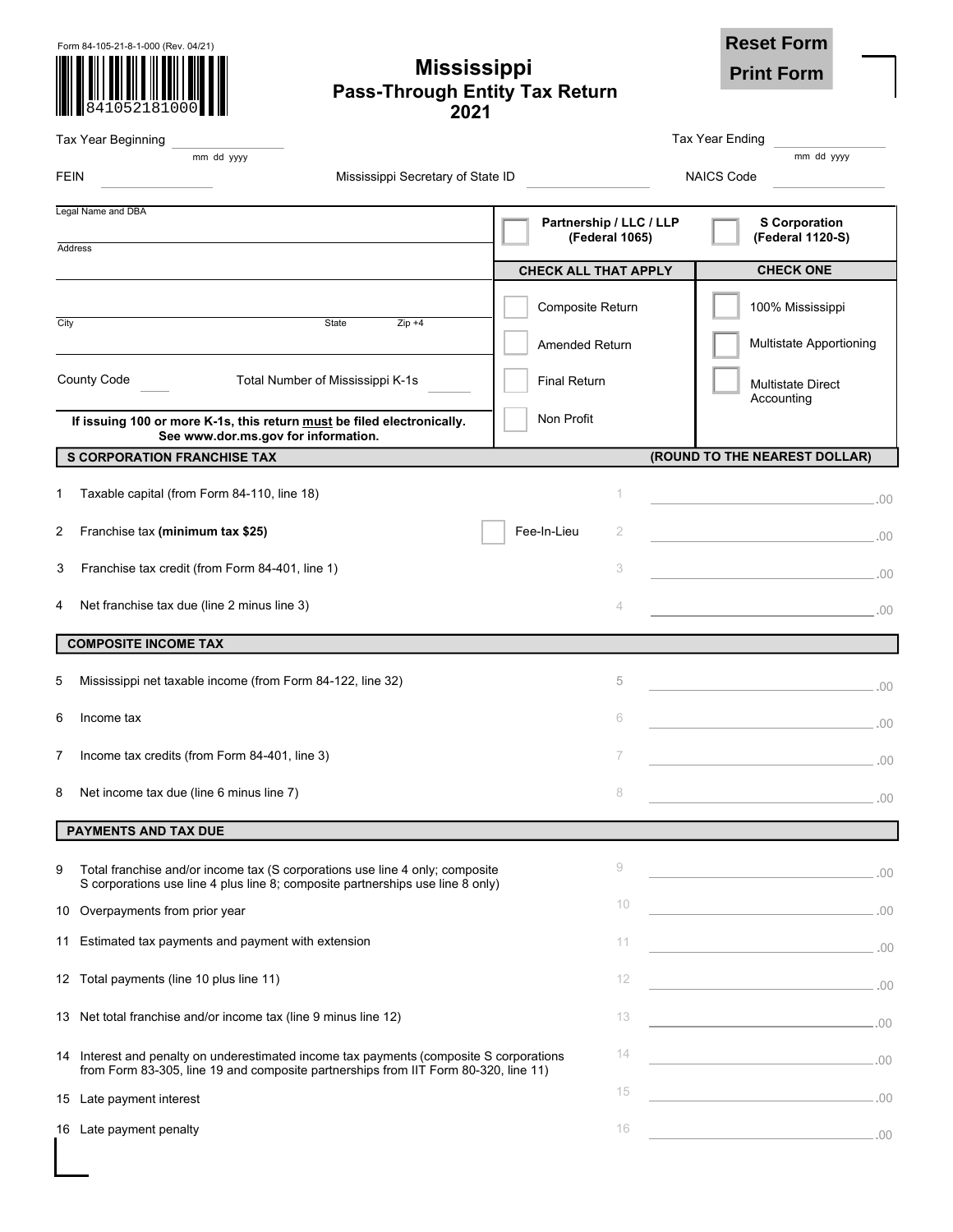Form 84-105-21-8-1-000 (Rev. 04/21)

841052181000

# Mississippi
## Pass-Through Entity Tax Return
## 2021

Reset Form

Print Form

Tax Year Beginning ____________ (mm dd yyyy)    Tax Year Ending ____________ (mm dd yyyy)

FEIN ____________    Mississippi Secretary of State ID ____________    NAICS Code ____________

Legal Name and DBA

Address

City    State    Zip +4

County Code ____    Total Number of Mississippi K-1s ____

**If issuing 100 or more K-1s, this return must be filed electronically. See www.dor.ms.gov for information.**

| ☐ Partnership / LLC / LLP (Federal 1065) | ☐ S Corporation (Federal 1120-S) |
|---|---|
| **CHECK ALL THAT APPLY** | **CHECK ONE** |
| ☐ Composite Return | ☐ 100% Mississippi |
| ☐ Amended Return | ☐ Multistate Apportioning |
| ☐ Final Return | ☐ Multistate Direct Accounting |
| ☐ Non Profit | |

### S CORPORATION FRANCHISE TAX (ROUND TO THE NEAREST DOLLAR)

| | | | |
|---|---|---|---|
| 1 | Taxable capital (from Form 84-110, line 18) | 1 | .00 |
| 2 | Franchise tax **(minimum tax $25)** ☐ Fee-In-Lieu | 2 | .00 |
| 3 | Franchise tax credit (from Form 84-401, line 1) | 3 | .00 |
| 4 | Net franchise tax due (line 2 minus line 3) | 4 | .00 |

### COMPOSITE INCOME TAX

| | | | |
|---|---|---|---|
| 5 | Mississippi net taxable income (from Form 84-122, line 32) | 5 | .00 |
| 6 | Income tax | 6 | .00 |
| 7 | Income tax credits (from Form 84-401, line 3) | 7 | .00 |
| 8 | Net income tax due (line 6 minus line 7) | 8 | .00 |

### PAYMENTS AND TAX DUE

| | | | |
|---|---|---|---|
| 9 | Total franchise and/or income tax (S corporations use line 4 only; composite S corporations use line 4 plus line 8; composite partnerships use line 8 only) | 9 | .00 |
| 10 | Overpayments from prior year | 10 | .00 |
| 11 | Estimated tax payments and payment with extension | 11 | .00 |
| 12 | Total payments (line 10 plus line 11) | 12 | .00 |
| 13 | Net total franchise and/or income tax (line 9 minus line 12) | 13 | .00 |
| 14 | Interest and penalty on underestimated income tax payments (composite S corporations from Form 83-305, line 19 and composite partnerships from IIT Form 80-320, line 11) | 14 | .00 |
| 15 | Late payment interest | 15 | .00 |
| 16 | Late payment penalty | 16 | .00 |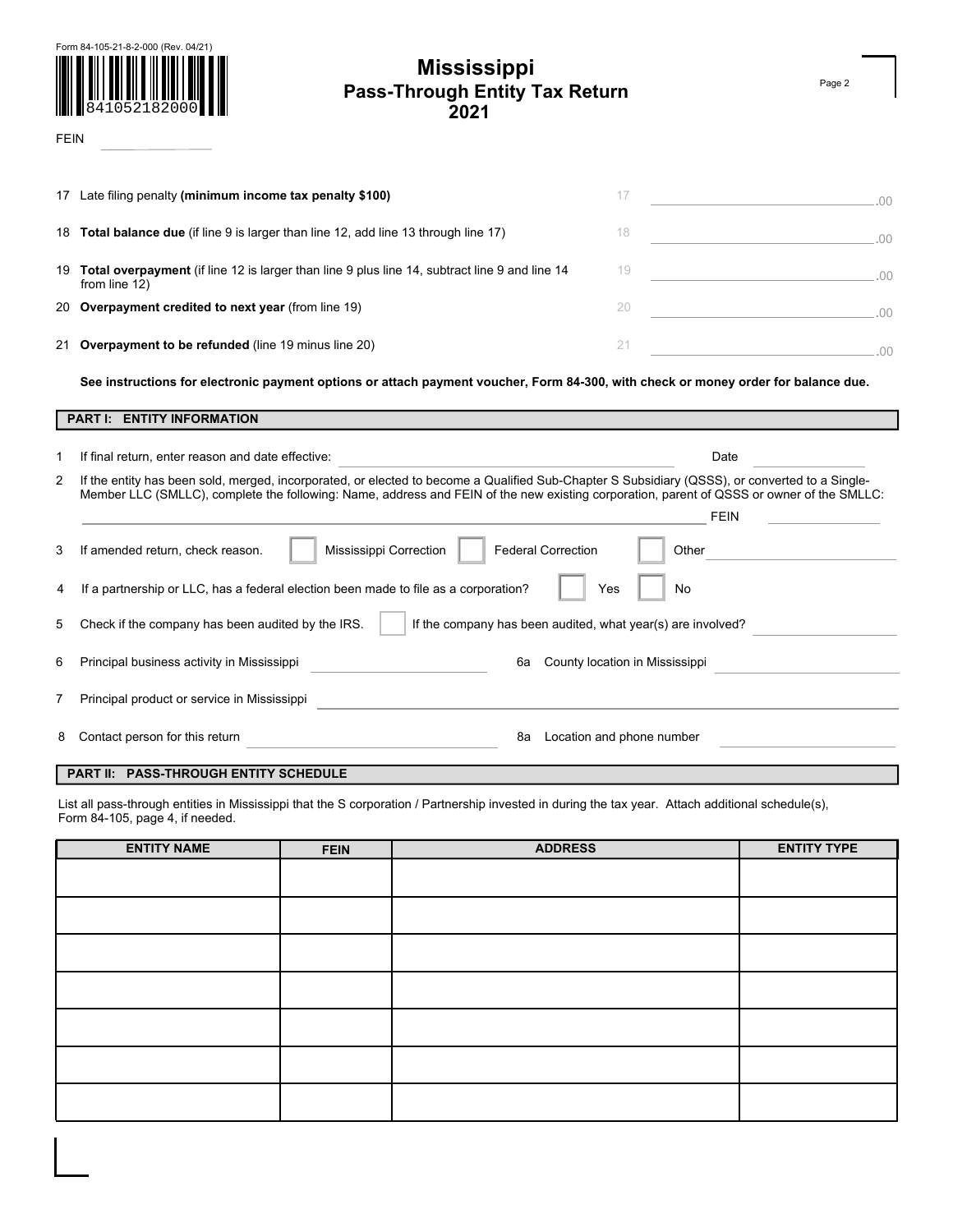Form 84-105-21-8-2-000 (Rev. 04/21)

841052182000

# Mississippi
## Pass-Through Entity Tax Return
## 2021

FEIN

| | | | |
|---|---|---|---|
| 17 | Late filing penalty **(minimum income tax penalty $100)** | 17 | .00 |
| 18 | **Total balance due** (if line 9 is larger than line 12, add line 13 through line 17) | 18 | .00 |
| 19 | **Total overpayment** (if line 12 is larger than line 9 plus line 14, subtract line 9 and line 14 from line 12) | 19 | .00 |
| 20 | **Overpayment credited to next year** (from line 19) | 20 | .00 |
| 21 | **Overpayment to be refunded** (line 19 minus line 20) | 21 | .00 |

**See instructions for electronic payment options or attach payment voucher, Form 84-300, with check or money order for balance due.**

## PART I: ENTITY INFORMATION

1 If final return, enter reason and date effective: ______ Date ______

2 If the entity has been sold, merged, incorporated, or elected to become a Qualified Sub-Chapter S Subsidiary (QSSS), or converted to a Single-Member LLC (SMLLC), complete the following: Name, address and FEIN of the new existing corporation, parent of QSSS or owner of the SMLLC:

______ FEIN ______

3 If amended return, check reason. ☐ Mississippi Correction ☐ Federal Correction ☐ Other ______

4 If a partnership or LLC, has a federal election been made to file as a corporation? ☐ Yes ☐ No

5 Check if the company has been audited by the IRS. ☐ If the company has been audited, what year(s) are involved? ______

6 Principal business activity in Mississippi ______ 6a County location in Mississippi ______

7 Principal product or service in Mississippi ______

8 Contact person for this return ______ 8a Location and phone number ______

## PART II: PASS-THROUGH ENTITY SCHEDULE

List all pass-through entities in Mississippi that the S corporation / Partnership invested in during the tax year. Attach additional schedule(s), Form 84-105, page 4, if needed.

| ENTITY NAME | FEIN | ADDRESS | ENTITY TYPE |
|---|---|---|---|
| | | | |
| | | | |
| | | | |
| | | | |
| | | | |
| | | | |
| | | | |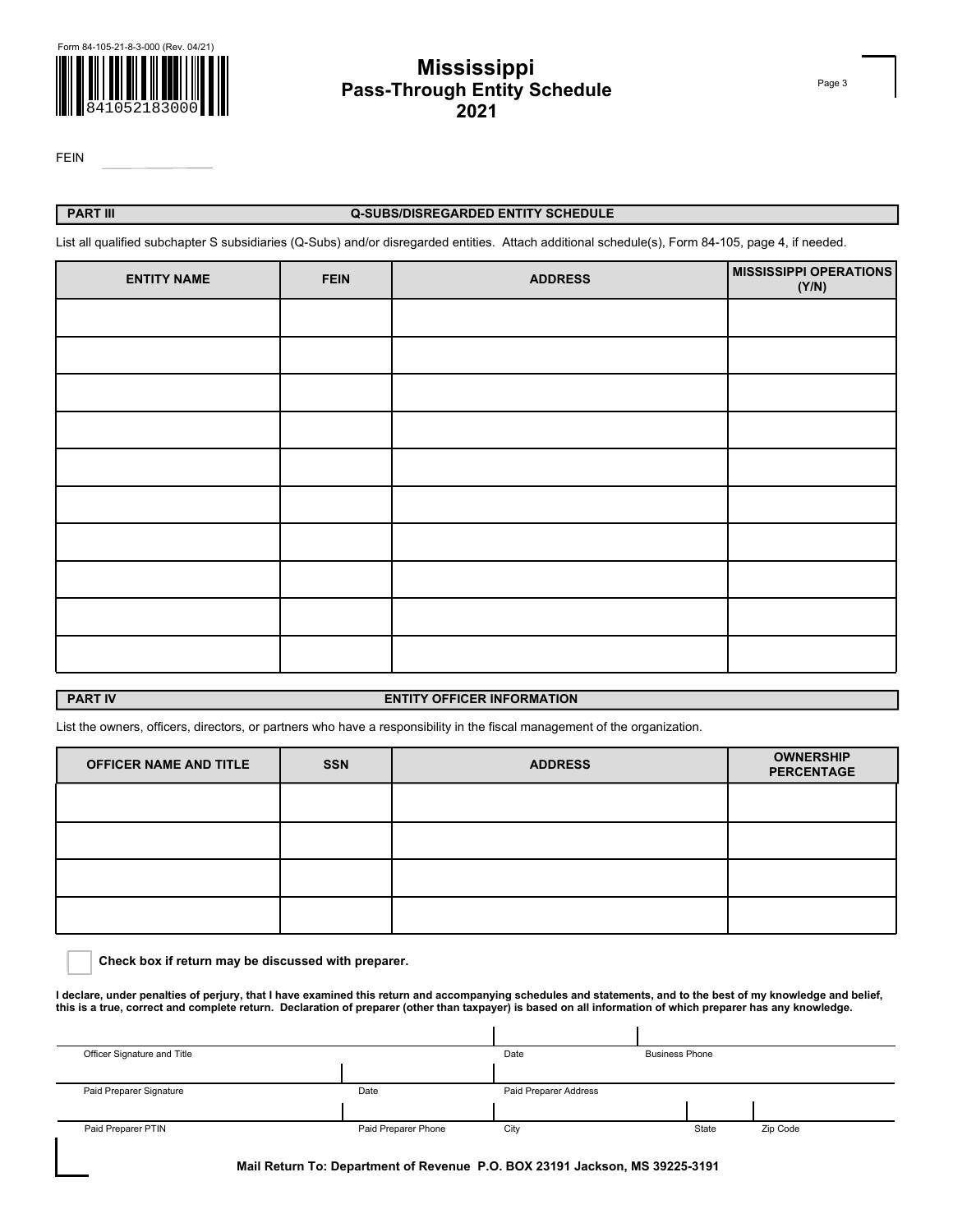Form 84-105-21-8-3-000 (Rev. 04/21)

841052183000

# Mississippi
## Pass-Through Entity Schedule
## 2021

FEIN ____________

**PART III — Q-SUBS/DISREGARDED ENTITY SCHEDULE**

List all qualified subchapter S subsidiaries (Q-Subs) and/or disregarded entities. Attach additional schedule(s), Form 84-105, page 4, if needed.

| ENTITY NAME | FEIN | ADDRESS | MISSISSIPPI OPERATIONS (Y/N) |
|---|---|---|---|
| | | | |
| | | | |
| | | | |
| | | | |
| | | | |
| | | | |
| | | | |
| | | | |
| | | | |
| | | | |

**PART IV — ENTITY OFFICER INFORMATION**

List the owners, officers, directors, or partners who have a responsibility in the fiscal management of the organization.

| OFFICER NAME AND TITLE | SSN | ADDRESS | OWNERSHIP PERCENTAGE |
|---|---|---|---|
| | | | |
| | | | |
| | | | |
| | | | |

☐ **Check box if return may be discussed with preparer.**

**I declare, under penalties of perjury, that I have examined this return and accompanying schedules and statements, and to the best of my knowledge and belief, this is a true, correct and complete return. Declaration of preparer (other than taxpayer) is based on all information of which preparer has any knowledge.**

| Officer Signature and Title | | Date | Business Phone | |
|---|---|---|---|---|
| Paid Preparer Signature | Date | Paid Preparer Address | | |
| Paid Preparer PTIN | Paid Preparer Phone | City | State | Zip Code |

**Mail Return To: Department of Revenue P.O. BOX 23191 Jackson, MS 39225-3191**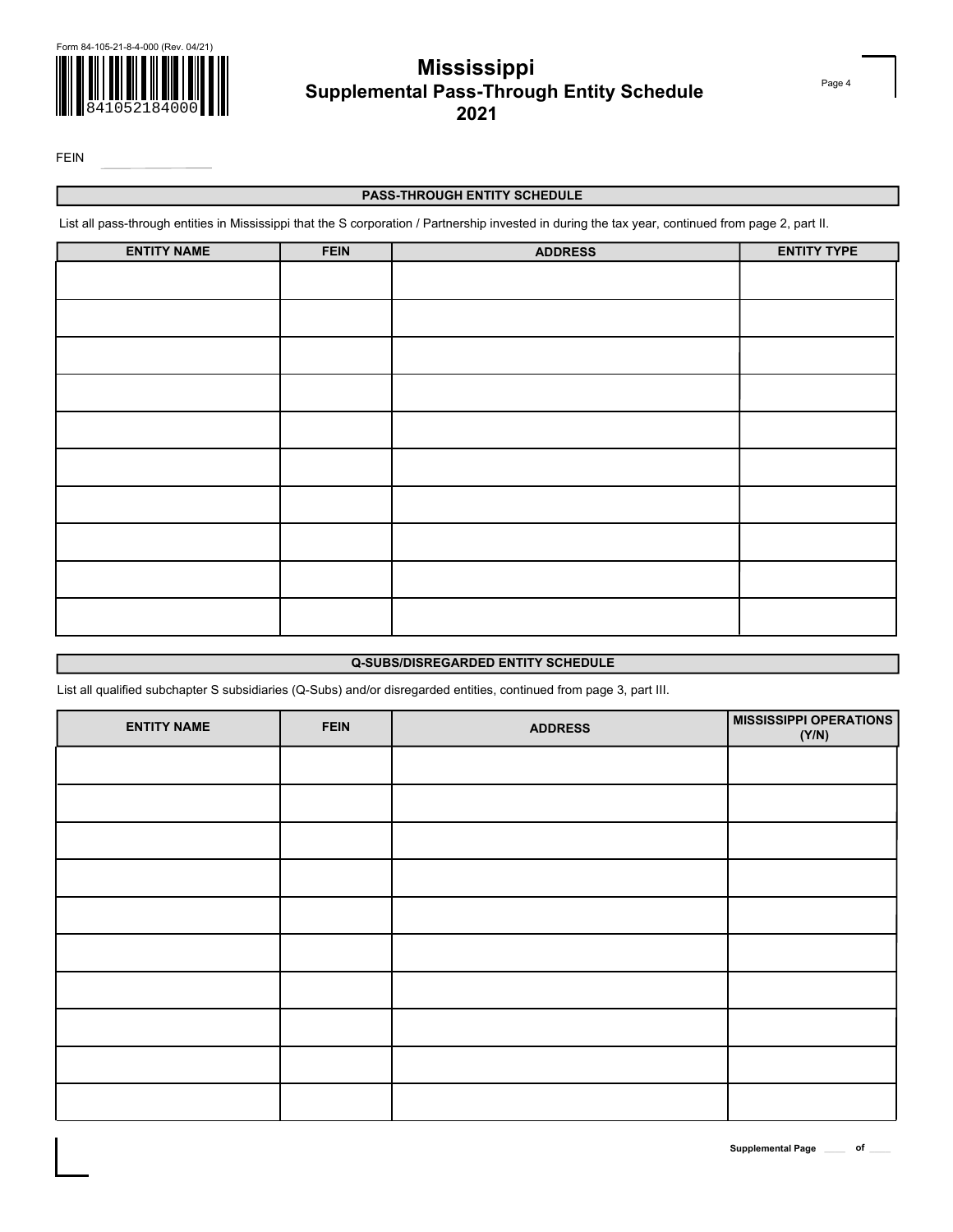Form 84-105-21-8-4-000 (Rev. 04/21)

841052184000

# Mississippi
## Supplemental Pass-Through Entity Schedule
## 2021

FEIN ______________

### PASS-THROUGH ENTITY SCHEDULE

List all pass-through entities in Mississippi that the S corporation / Partnership invested in during the tax year, continued from page 2, part II.

| ENTITY NAME | FEIN | ADDRESS | ENTITY TYPE |
|---|---|---|---|
| | | | |
| | | | |
| | | | |
| | | | |
| | | | |
| | | | |
| | | | |
| | | | |
| | | | |
| | | | |

### Q-SUBS/DISREGARDED ENTITY SCHEDULE

List all qualified subchapter S subsidiaries (Q-Subs) and/or disregarded entities, continued from page 3, part III.

| ENTITY NAME | FEIN | ADDRESS | MISSISSIPPI OPERATIONS (Y/N) |
|---|---|---|---|
| | | | |
| | | | |
| | | | |
| | | | |
| | | | |
| | | | |
| | | | |
| | | | |
| | | | |
| | | | |

**Supplemental Page** ____ **of** ____